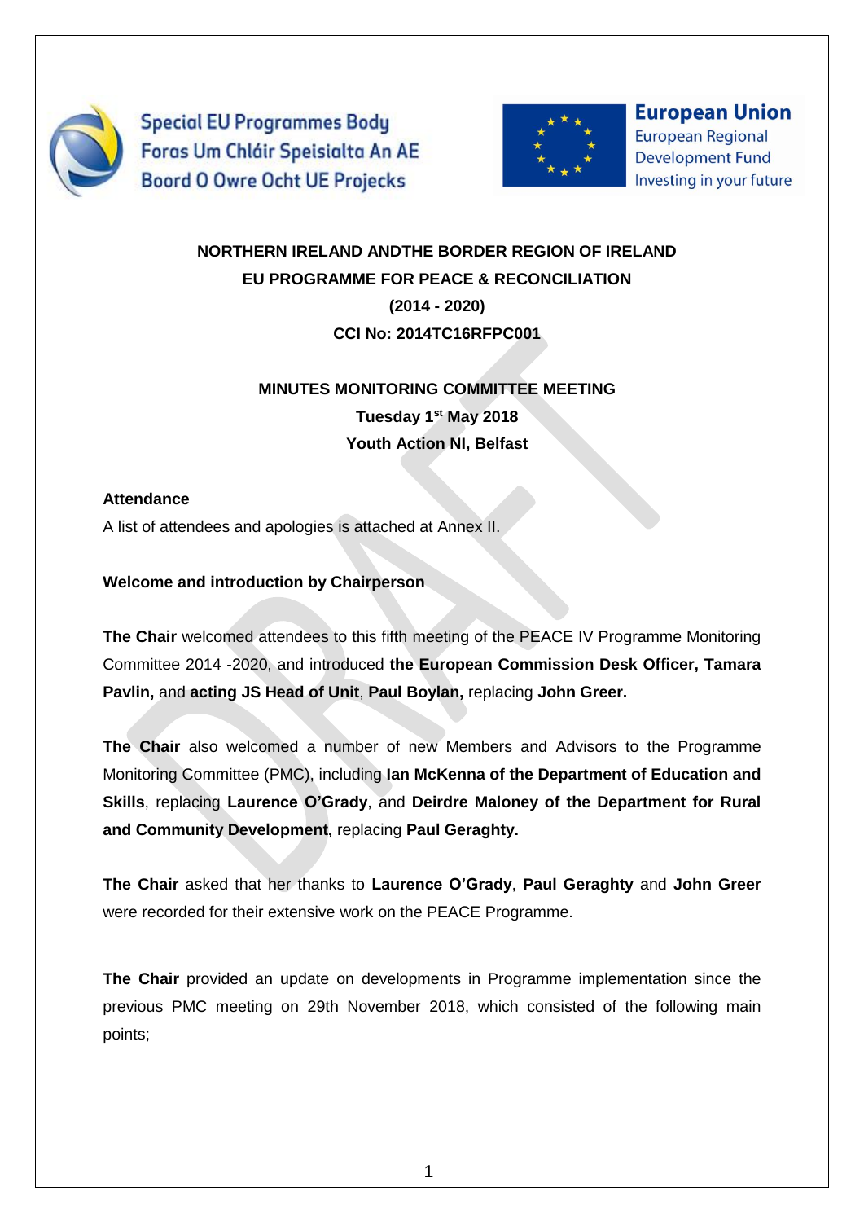Special EU Programmes Body
Foras Um Chláir Speisialta An AE
Boord O Owre Ocht UE Projecks

European Union
European Regional Development Fund
Investing in your future

**NORTHERN IRELAND ANDTHE BORDER REGION OF IRELAND**
**EU PROGRAMME FOR PEACE & RECONCILIATION**
**(2014 - 2020)**
**CCI No: 2014TC16RFPC001**

**MINUTES MONITORING COMMITTEE MEETING**
**Tuesday 1st May 2018**
**Youth Action NI, Belfast**

**Attendance**

A list of attendees and apologies is attached at Annex II.

**Welcome and introduction by Chairperson**

**The Chair** welcomed attendees to this fifth meeting of the PEACE IV Programme Monitoring Committee 2014 -2020, and introduced **the European Commission Desk Officer, Tamara Pavlin,** and **acting JS Head of Unit**, **Paul Boylan,** replacing **John Greer.**

**The Chair** also welcomed a number of new Members and Advisors to the Programme Monitoring Committee (PMC), including **Ian McKenna of the Department of Education and Skills**, replacing **Laurence O'Grady**, and **Deirdre Maloney of the Department for Rural and Community Development,** replacing **Paul Geraghty.**

**The Chair** asked that her thanks to **Laurence O'Grady**, **Paul Geraghty** and **John Greer** were recorded for their extensive work on the PEACE Programme.

**The Chair** provided an update on developments in Programme implementation since the previous PMC meeting on 29th November 2018, which consisted of the following main points;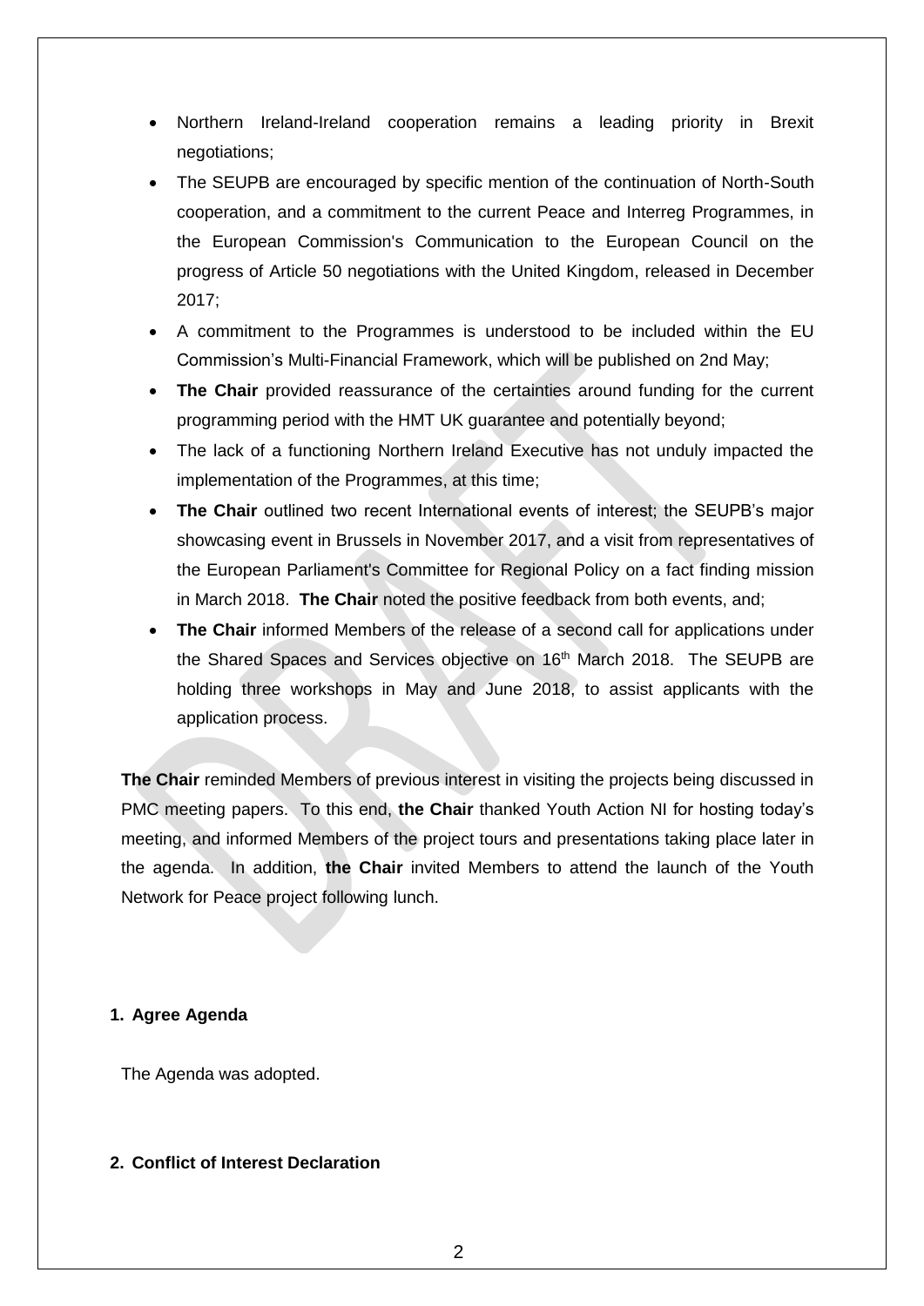- Northern Ireland-Ireland cooperation remains a leading priority in Brexit negotiations;
- The SEUPB are encouraged by specific mention of the continuation of North-South cooperation, and a commitment to the current Peace and Interreg Programmes, in the European Commission's Communication to the European Council on the progress of Article 50 negotiations with the United Kingdom, released in December 2017;
- A commitment to the Programmes is understood to be included within the EU Commission's Multi-Financial Framework, which will be published on 2nd May;
- **The Chair** provided reassurance of the certainties around funding for the current programming period with the HMT UK guarantee and potentially beyond;
- The lack of a functioning Northern Ireland Executive has not unduly impacted the implementation of the Programmes, at this time;
- **The Chair** outlined two recent International events of interest; the SEUPB's major showcasing event in Brussels in November 2017, and a visit from representatives of the European Parliament's Committee for Regional Policy on a fact finding mission in March 2018. **The Chair** noted the positive feedback from both events, and;
- **The Chair** informed Members of the release of a second call for applications under the Shared Spaces and Services objective on 16th March 2018. The SEUPB are holding three workshops in May and June 2018, to assist applicants with the application process.

**The Chair** reminded Members of previous interest in visiting the projects being discussed in PMC meeting papers. To this end, **the Chair** thanked Youth Action NI for hosting today's meeting, and informed Members of the project tours and presentations taking place later in the agenda. In addition, **the Chair** invited Members to attend the launch of the Youth Network for Peace project following lunch.

**1. Agree Agenda**

The Agenda was adopted.

**2. Conflict of Interest Declaration**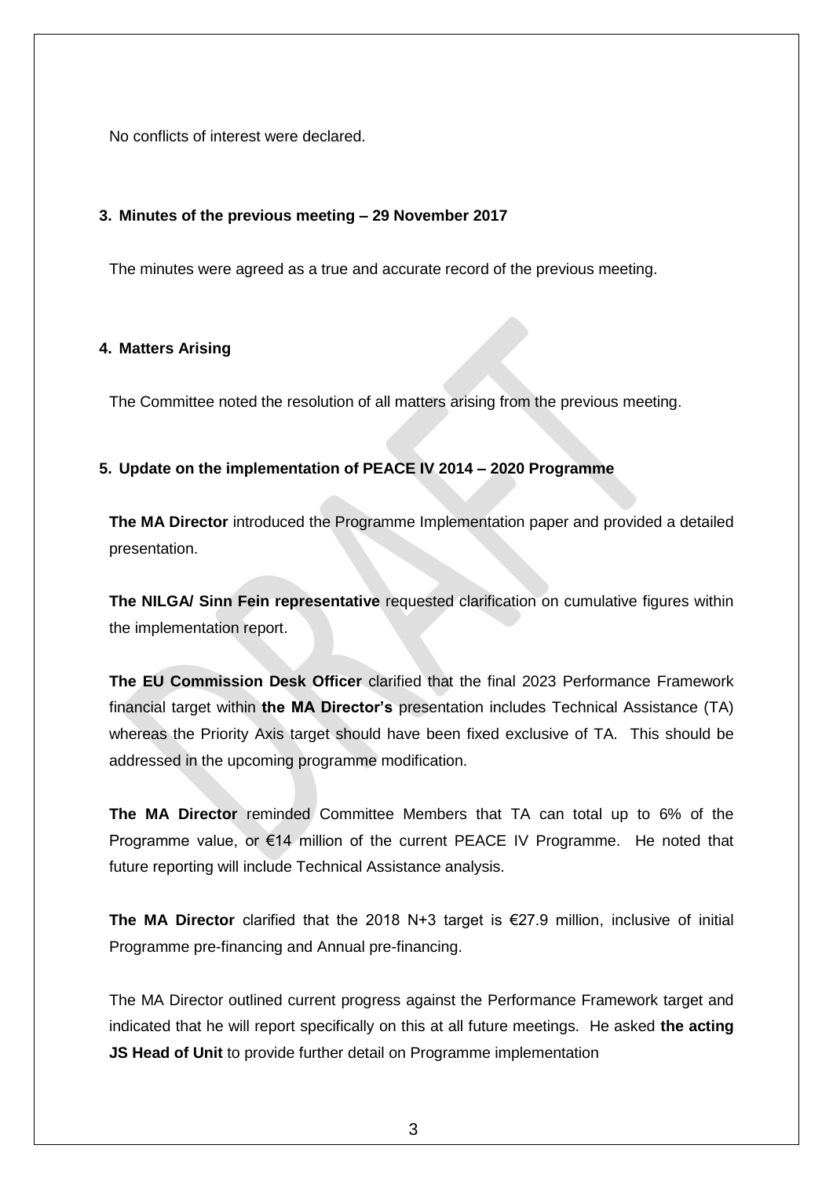No conflicts of interest were declared.

### 3. Minutes of the previous meeting – 29 November 2017

The minutes were agreed as a true and accurate record of the previous meeting.

### 4. Matters Arising

The Committee noted the resolution of all matters arising from the previous meeting.

### 5. Update on the implementation of PEACE IV 2014 – 2020 Programme

**The MA Director** introduced the Programme Implementation paper and provided a detailed presentation.

**The NILGA/ Sinn Fein representative** requested clarification on cumulative figures within the implementation report.

**The EU Commission Desk Officer** clarified that the final 2023 Performance Framework financial target within **the MA Director's** presentation includes Technical Assistance (TA) whereas the Priority Axis target should have been fixed exclusive of TA. This should be addressed in the upcoming programme modification.

**The MA Director** reminded Committee Members that TA can total up to 6% of the Programme value, or €14 million of the current PEACE IV Programme. He noted that future reporting will include Technical Assistance analysis.

**The MA Director** clarified that the 2018 N+3 target is €27.9 million, inclusive of initial Programme pre-financing and Annual pre-financing.

The MA Director outlined current progress against the Performance Framework target and indicated that he will report specifically on this at all future meetings. He asked **the acting JS Head of Unit** to provide further detail on Programme implementation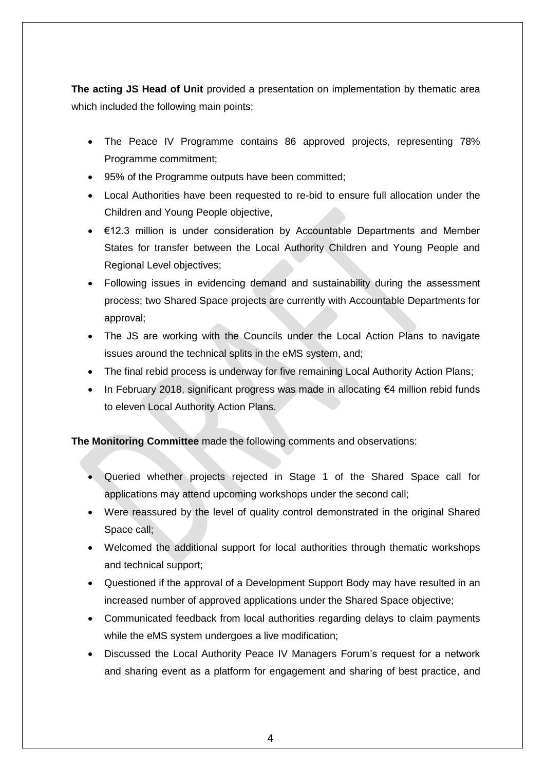**The acting JS Head of Unit** provided a presentation on implementation by thematic area which included the following main points;

- The Peace IV Programme contains 86 approved projects, representing 78% Programme commitment;
- 95% of the Programme outputs have been committed;
- Local Authorities have been requested to re-bid to ensure full allocation under the Children and Young People objective,
- €12.3 million is under consideration by Accountable Departments and Member States for transfer between the Local Authority Children and Young People and Regional Level objectives;
- Following issues in evidencing demand and sustainability during the assessment process; two Shared Space projects are currently with Accountable Departments for approval;
- The JS are working with the Councils under the Local Action Plans to navigate issues around the technical splits in the eMS system, and;
- The final rebid process is underway for five remaining Local Authority Action Plans;
- In February 2018, significant progress was made in allocating €4 million rebid funds to eleven Local Authority Action Plans.

**The Monitoring Committee** made the following comments and observations:

- Queried whether projects rejected in Stage 1 of the Shared Space call for applications may attend upcoming workshops under the second call;
- Were reassured by the level of quality control demonstrated in the original Shared Space call;
- Welcomed the additional support for local authorities through thematic workshops and technical support;
- Questioned if the approval of a Development Support Body may have resulted in an increased number of approved applications under the Shared Space objective;
- Communicated feedback from local authorities regarding delays to claim payments while the eMS system undergoes a live modification;
- Discussed the Local Authority Peace IV Managers Forum's request for a network and sharing event as a platform for engagement and sharing of best practice, and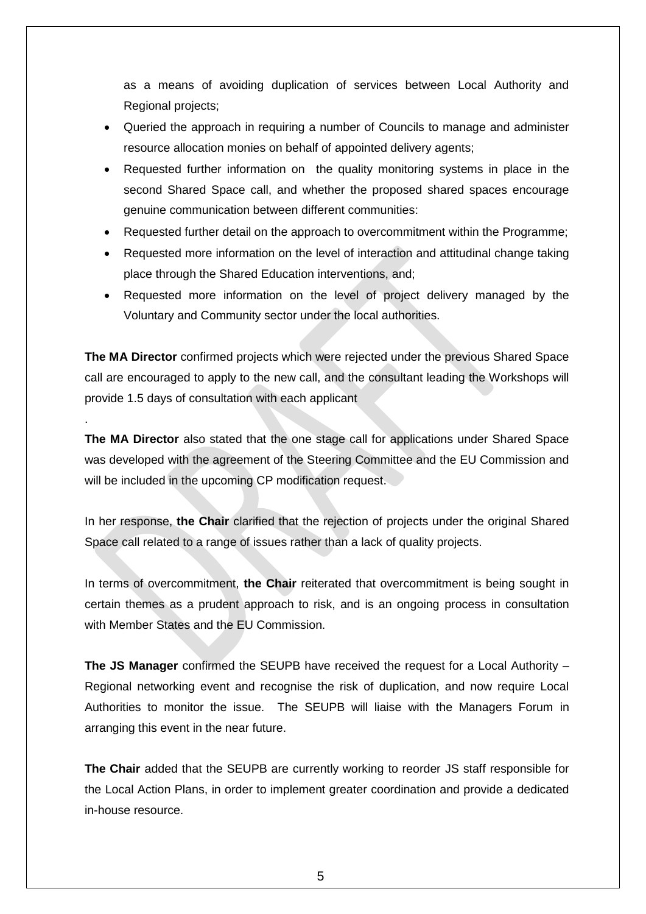as a means of avoiding duplication of services between Local Authority and Regional projects;

- Queried the approach in requiring a number of Councils to manage and administer resource allocation monies on behalf of appointed delivery agents;
- Requested further information on the quality monitoring systems in place in the second Shared Space call, and whether the proposed shared spaces encourage genuine communication between different communities:
- Requested further detail on the approach to overcommitment within the Programme;
- Requested more information on the level of interaction and attitudinal change taking place through the Shared Education interventions, and;
- Requested more information on the level of project delivery managed by the Voluntary and Community sector under the local authorities.

**The MA Director** confirmed projects which were rejected under the previous Shared Space call are encouraged to apply to the new call, and the consultant leading the Workshops will provide 1.5 days of consultation with each applicant

.

**The MA Director** also stated that the one stage call for applications under Shared Space was developed with the agreement of the Steering Committee and the EU Commission and will be included in the upcoming CP modification request.

In her response, **the Chair** clarified that the rejection of projects under the original Shared Space call related to a range of issues rather than a lack of quality projects.

In terms of overcommitment, **the Chair** reiterated that overcommitment is being sought in certain themes as a prudent approach to risk, and is an ongoing process in consultation with Member States and the EU Commission.

**The JS Manager** confirmed the SEUPB have received the request for a Local Authority – Regional networking event and recognise the risk of duplication, and now require Local Authorities to monitor the issue. The SEUPB will liaise with the Managers Forum in arranging this event in the near future.

**The Chair** added that the SEUPB are currently working to reorder JS staff responsible for the Local Action Plans, in order to implement greater coordination and provide a dedicated in-house resource.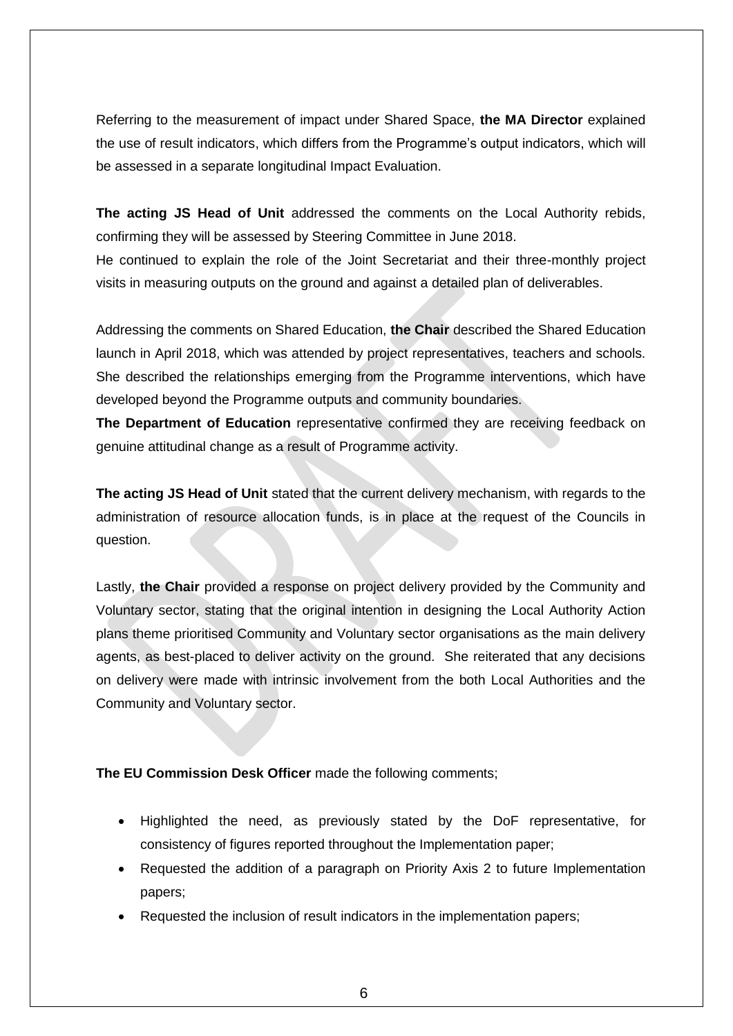Referring to the measurement of impact under Shared Space, **the MA Director** explained the use of result indicators, which differs from the Programme's output indicators, which will be assessed in a separate longitudinal Impact Evaluation.

**The acting JS Head of Unit** addressed the comments on the Local Authority rebids, confirming they will be assessed by Steering Committee in June 2018.

He continued to explain the role of the Joint Secretariat and their three-monthly project visits in measuring outputs on the ground and against a detailed plan of deliverables.

Addressing the comments on Shared Education, **the Chair** described the Shared Education launch in April 2018, which was attended by project representatives, teachers and schools. She described the relationships emerging from the Programme interventions, which have developed beyond the Programme outputs and community boundaries.

**The Department of Education** representative confirmed they are receiving feedback on genuine attitudinal change as a result of Programme activity.

**The acting JS Head of Unit** stated that the current delivery mechanism, with regards to the administration of resource allocation funds, is in place at the request of the Councils in question.

Lastly, **the Chair** provided a response on project delivery provided by the Community and Voluntary sector, stating that the original intention in designing the Local Authority Action plans theme prioritised Community and Voluntary sector organisations as the main delivery agents, as best-placed to deliver activity on the ground. She reiterated that any decisions on delivery were made with intrinsic involvement from the both Local Authorities and the Community and Voluntary sector.

**The EU Commission Desk Officer** made the following comments;

- Highlighted the need, as previously stated by the DoF representative, for consistency of figures reported throughout the Implementation paper;
- Requested the addition of a paragraph on Priority Axis 2 to future Implementation papers;
- Requested the inclusion of result indicators in the implementation papers;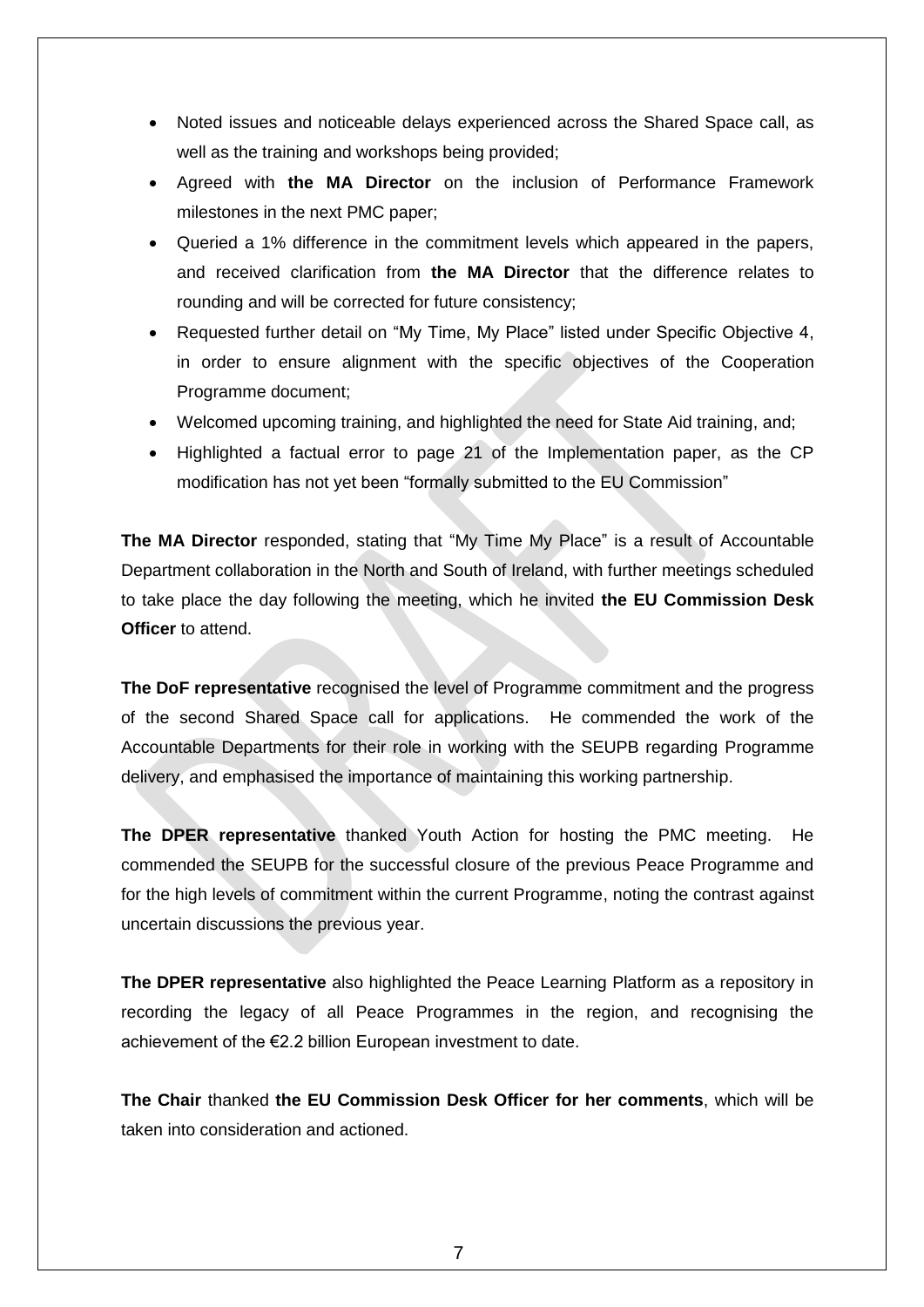- Noted issues and noticeable delays experienced across the Shared Space call, as well as the training and workshops being provided;
- Agreed with **the MA Director** on the inclusion of Performance Framework milestones in the next PMC paper;
- Queried a 1% difference in the commitment levels which appeared in the papers, and received clarification from **the MA Director** that the difference relates to rounding and will be corrected for future consistency;
- Requested further detail on "My Time, My Place" listed under Specific Objective 4, in order to ensure alignment with the specific objectives of the Cooperation Programme document;
- Welcomed upcoming training, and highlighted the need for State Aid training, and;
- Highlighted a factual error to page 21 of the Implementation paper, as the CP modification has not yet been "formally submitted to the EU Commission"

**The MA Director** responded, stating that "My Time My Place" is a result of Accountable Department collaboration in the North and South of Ireland, with further meetings scheduled to take place the day following the meeting, which he invited **the EU Commission Desk Officer** to attend.

**The DoF representative** recognised the level of Programme commitment and the progress of the second Shared Space call for applications. He commended the work of the Accountable Departments for their role in working with the SEUPB regarding Programme delivery, and emphasised the importance of maintaining this working partnership.

**The DPER representative** thanked Youth Action for hosting the PMC meeting. He commended the SEUPB for the successful closure of the previous Peace Programme and for the high levels of commitment within the current Programme, noting the contrast against uncertain discussions the previous year.

**The DPER representative** also highlighted the Peace Learning Platform as a repository in recording the legacy of all Peace Programmes in the region, and recognising the achievement of the €2.2 billion European investment to date.

**The Chair** thanked **the EU Commission Desk Officer for her comments**, which will be taken into consideration and actioned.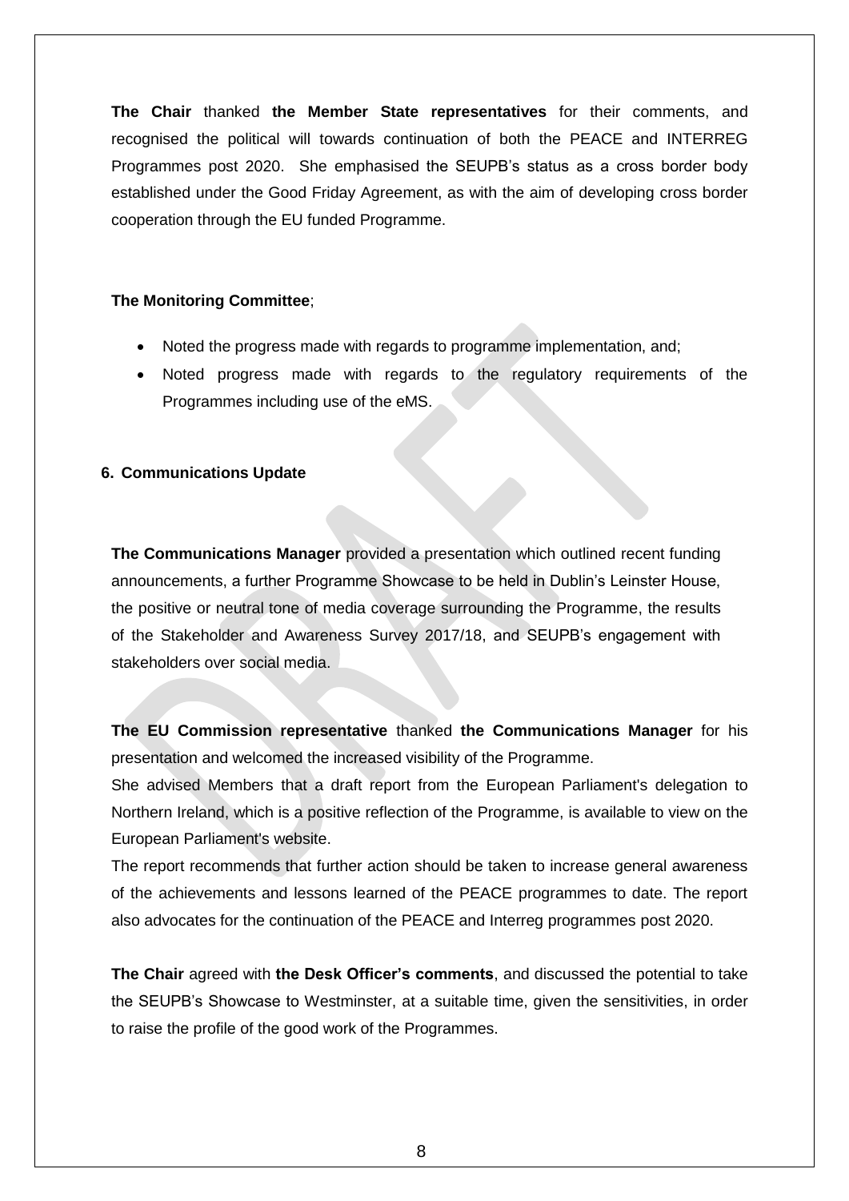**The Chair** thanked **the Member State representatives** for their comments, and recognised the political will towards continuation of both the PEACE and INTERREG Programmes post 2020. She emphasised the SEUPB's status as a cross border body established under the Good Friday Agreement, as with the aim of developing cross border cooperation through the EU funded Programme.

**The Monitoring Committee**;

- Noted the progress made with regards to programme implementation, and;
- Noted progress made with regards to the regulatory requirements of the Programmes including use of the eMS.

## 6. Communications Update

**The Communications Manager** provided a presentation which outlined recent funding announcements, a further Programme Showcase to be held in Dublin's Leinster House, the positive or neutral tone of media coverage surrounding the Programme, the results of the Stakeholder and Awareness Survey 2017/18, and SEUPB's engagement with stakeholders over social media.

**The EU Commission representative** thanked **the Communications Manager** for his presentation and welcomed the increased visibility of the Programme.
She advised Members that a draft report from the European Parliament's delegation to Northern Ireland, which is a positive reflection of the Programme, is available to view on the European Parliament's website.
The report recommends that further action should be taken to increase general awareness of the achievements and lessons learned of the PEACE programmes to date. The report also advocates for the continuation of the PEACE and Interreg programmes post 2020.

**The Chair** agreed with **the Desk Officer's comments**, and discussed the potential to take the SEUPB's Showcase to Westminster, at a suitable time, given the sensitivities, in order to raise the profile of the good work of the Programmes.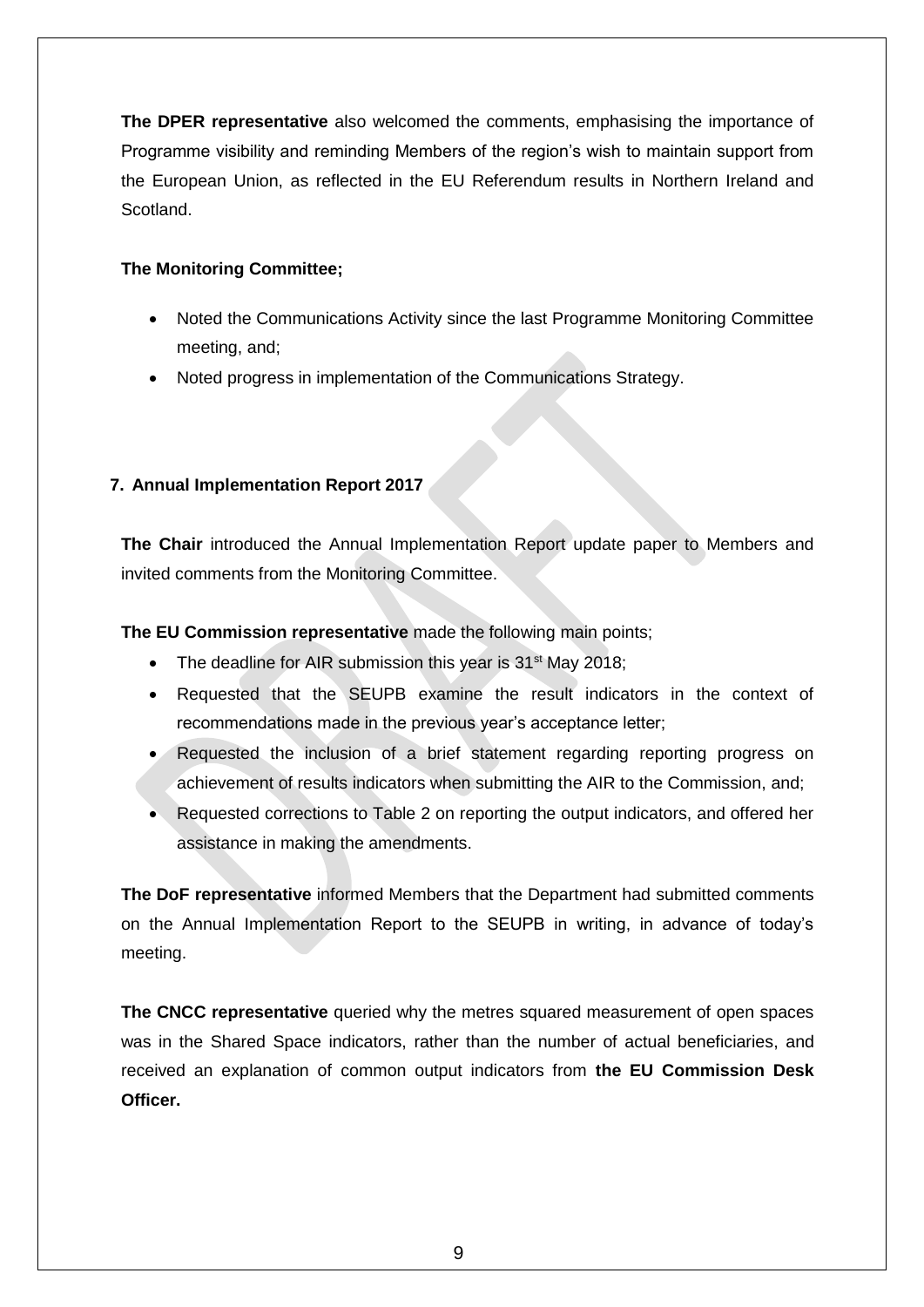**The DPER representative** also welcomed the comments, emphasising the importance of Programme visibility and reminding Members of the region's wish to maintain support from the European Union, as reflected in the EU Referendum results in Northern Ireland and Scotland.

**The Monitoring Committee;**

- Noted the Communications Activity since the last Programme Monitoring Committee meeting, and;
- Noted progress in implementation of the Communications Strategy.

**7. Annual Implementation Report 2017**

**The Chair** introduced the Annual Implementation Report update paper to Members and invited comments from the Monitoring Committee.

**The EU Commission representative** made the following main points;

- The deadline for AIR submission this year is 31st May 2018;
- Requested that the SEUPB examine the result indicators in the context of recommendations made in the previous year's acceptance letter;
- Requested the inclusion of a brief statement regarding reporting progress on achievement of results indicators when submitting the AIR to the Commission, and;
- Requested corrections to Table 2 on reporting the output indicators, and offered her assistance in making the amendments.

**The DoF representative** informed Members that the Department had submitted comments on the Annual Implementation Report to the SEUPB in writing, in advance of today's meeting.

**The CNCC representative** queried why the metres squared measurement of open spaces was in the Shared Space indicators, rather than the number of actual beneficiaries, and received an explanation of common output indicators from **the EU Commission Desk Officer.**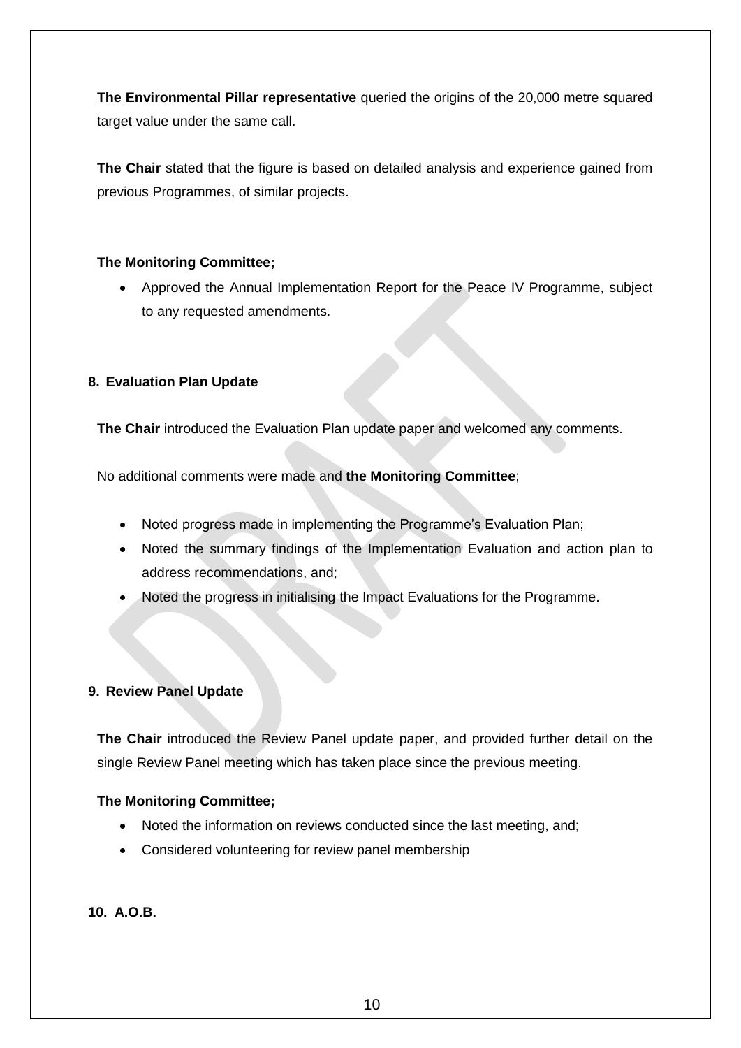**The Environmental Pillar representative** queried the origins of the 20,000 metre squared target value under the same call.

**The Chair** stated that the figure is based on detailed analysis and experience gained from previous Programmes, of similar projects.

**The Monitoring Committee;**

- Approved the Annual Implementation Report for the Peace IV Programme, subject to any requested amendments.

## 8. Evaluation Plan Update

**The Chair** introduced the Evaluation Plan update paper and welcomed any comments.

No additional comments were made and **the Monitoring Committee**;

- Noted progress made in implementing the Programme's Evaluation Plan;
- Noted the summary findings of the Implementation Evaluation and action plan to address recommendations, and;
- Noted the progress in initialising the Impact Evaluations for the Programme.

## 9. Review Panel Update

**The Chair** introduced the Review Panel update paper, and provided further detail on the single Review Panel meeting which has taken place since the previous meeting.

**The Monitoring Committee;**

- Noted the information on reviews conducted since the last meeting, and;
- Considered volunteering for review panel membership

## 10. A.O.B.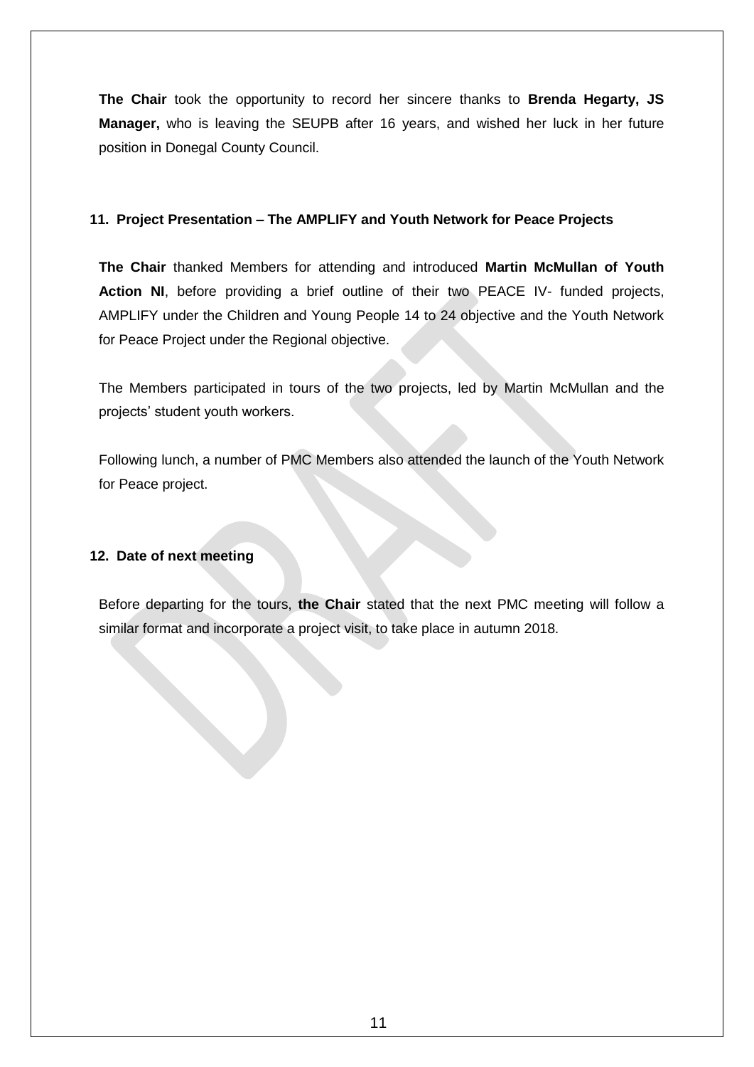**The Chair** took the opportunity to record her sincere thanks to **Brenda Hegarty, JS Manager,** who is leaving the SEUPB after 16 years, and wished her luck in her future position in Donegal County Council.

## 11. Project Presentation – The AMPLIFY and Youth Network for Peace Projects

**The Chair** thanked Members for attending and introduced **Martin McMullan of Youth Action NI**, before providing a brief outline of their two PEACE IV- funded projects, AMPLIFY under the Children and Young People 14 to 24 objective and the Youth Network for Peace Project under the Regional objective.

The Members participated in tours of the two projects, led by Martin McMullan and the projects' student youth workers.

Following lunch, a number of PMC Members also attended the launch of the Youth Network for Peace project.

## 12. Date of next meeting

Before departing for the tours, **the Chair** stated that the next PMC meeting will follow a similar format and incorporate a project visit, to take place in autumn 2018.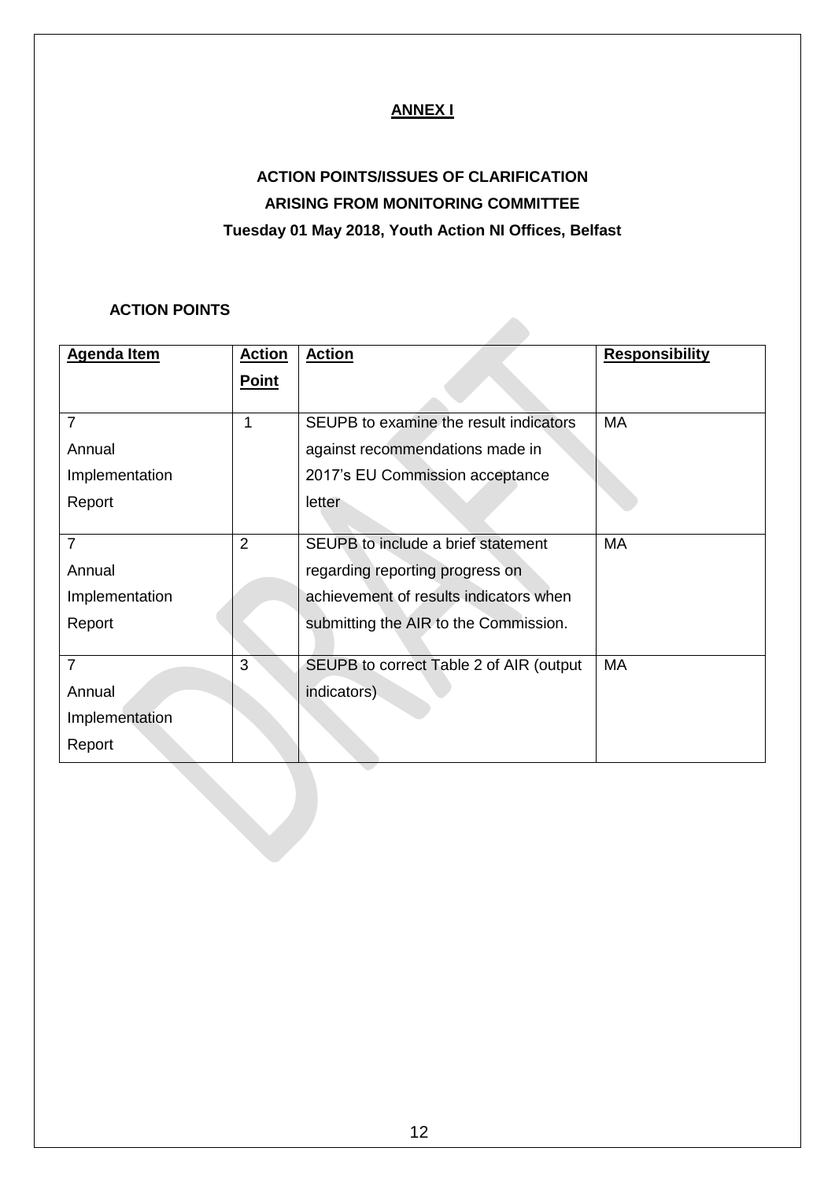**ANNEX I**

**ACTION POINTS/ISSUES OF CLARIFICATION**
**ARISING FROM MONITORING COMMITTEE**
**Tuesday 01 May 2018, Youth Action NI Offices, Belfast**

**ACTION POINTS**

| Agenda Item | Action Point | Action | Responsibility |
|---|---|---|---|
| 7 Annual Implementation Report | 1 | SEUPB to examine the result indicators against recommendations made in 2017's EU Commission acceptance letter | MA |
| 7 Annual Implementation Report | 2 | SEUPB to include a brief statement regarding reporting progress on achievement of results indicators when submitting the AIR to the Commission. | MA |
| 7 Annual Implementation Report | 3 | SEUPB to correct Table 2 of AIR (output indicators) | MA |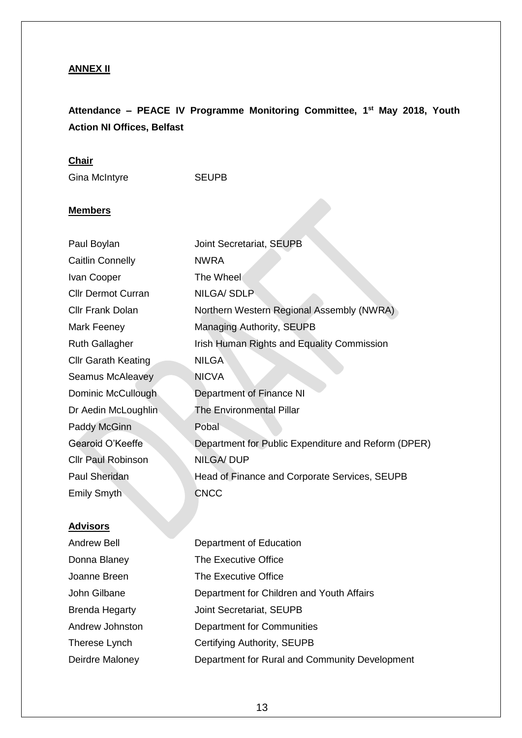**ANNEX II**

**Attendance – PEACE IV Programme Monitoring Committee, 1st May 2018, Youth Action NI Offices, Belfast**

**Chair**

| | |
|---|---|
| Gina McIntyre | SEUPB |

**Members**

| | |
|---|---|
| Paul Boylan | Joint Secretariat, SEUPB |
| Caitlin Connelly | NWRA |
| Ivan Cooper | The Wheel |
| Cllr Dermot Curran | NILGA/ SDLP |
| Cllr Frank Dolan | Northern Western Regional Assembly (NWRA) |
| Mark Feeney | Managing Authority, SEUPB |
| Ruth Gallagher | Irish Human Rights and Equality Commission |
| Cllr Garath Keating | NILGA |
| Seamus McAleavey | NICVA |
| Dominic McCullough | Department of Finance NI |
| Dr Aedin McLoughlin | The Environmental Pillar |
| Paddy McGinn | Pobal |
| Gearoid O'Keeffe | Department for Public Expenditure and Reform (DPER) |
| Cllr Paul Robinson | NILGA/ DUP |
| Paul Sheridan | Head of Finance and Corporate Services, SEUPB |
| Emily Smyth | CNCC |

**Advisors**

| | |
|---|---|
| Andrew Bell | Department of Education |
| Donna Blaney | The Executive Office |
| Joanne Breen | The Executive Office |
| John Gilbane | Department for Children and Youth Affairs |
| Brenda Hegarty | Joint Secretariat, SEUPB |
| Andrew Johnston | Department for Communities |
| Therese Lynch | Certifying Authority, SEUPB |
| Deirdre Maloney | Department for Rural and Community Development |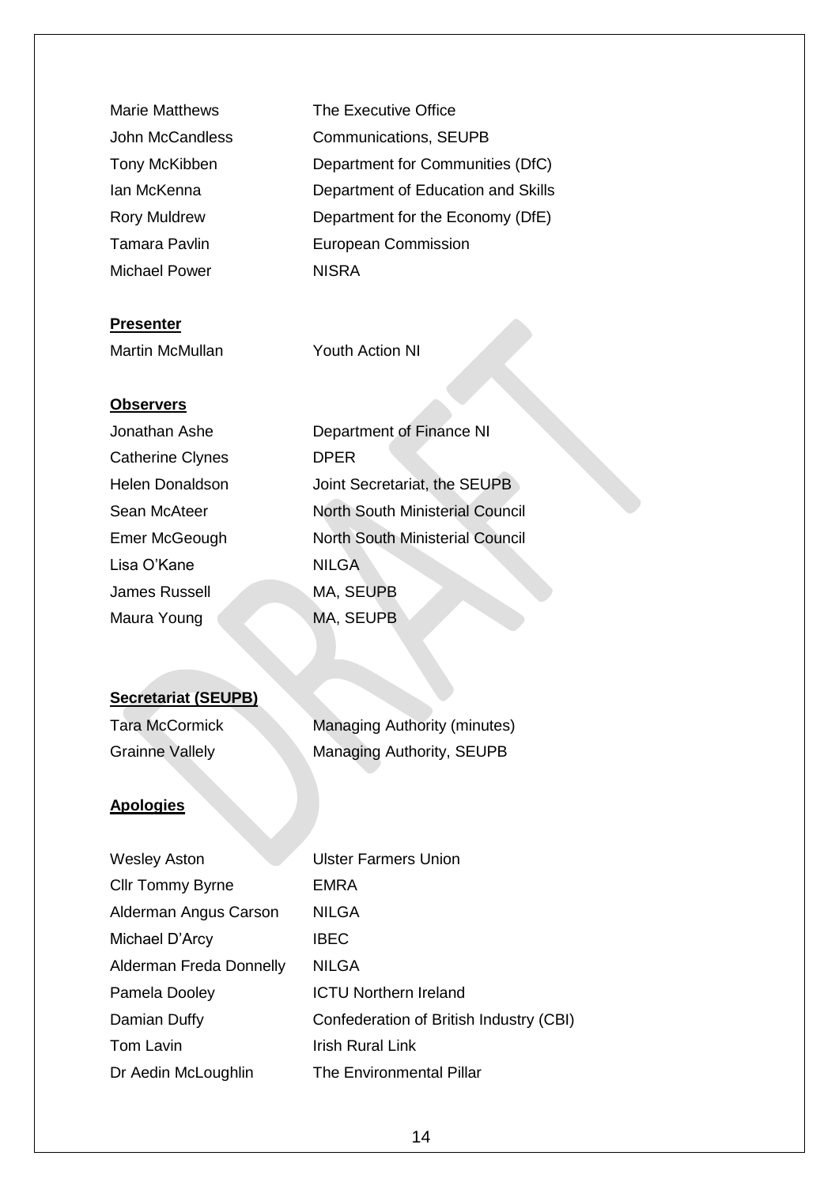| | |
|---|---|
| Marie Matthews | The Executive Office |
| John McCandless | Communications, SEUPB |
| Tony McKibben | Department for Communities (DfC) |
| Ian McKenna | Department of Education and Skills |
| Rory Muldrew | Department for the Economy (DfE) |
| Tamara Pavlin | European Commission |
| Michael Power | NISRA |

**Presenter**

| | |
|---|---|
| Martin McMullan | Youth Action NI |

**Observers**

| | |
|---|---|
| Jonathan Ashe | Department of Finance NI |
| Catherine Clynes | DPER |
| Helen Donaldson | Joint Secretariat, the SEUPB |
| Sean McAteer | North South Ministerial Council |
| Emer McGeough | North South Ministerial Council |
| Lisa O'Kane | NILGA |
| James Russell | MA, SEUPB |
| Maura Young | MA, SEUPB |

**Secretariat (SEUPB)**

| | |
|---|---|
| Tara McCormick | Managing Authority (minutes) |
| Grainne Vallely | Managing Authority, SEUPB |

**Apologies**

| | |
|---|---|
| Wesley Aston | Ulster Farmers Union |
| Cllr Tommy Byrne | EMRA |
| Alderman Angus Carson | NILGA |
| Michael D'Arcy | IBEC |
| Alderman Freda Donnelly | NILGA |
| Pamela Dooley | ICTU Northern Ireland |
| Damian Duffy | Confederation of British Industry (CBI) |
| Tom Lavin | Irish Rural Link |
| Dr Aedin McLoughlin | The Environmental Pillar |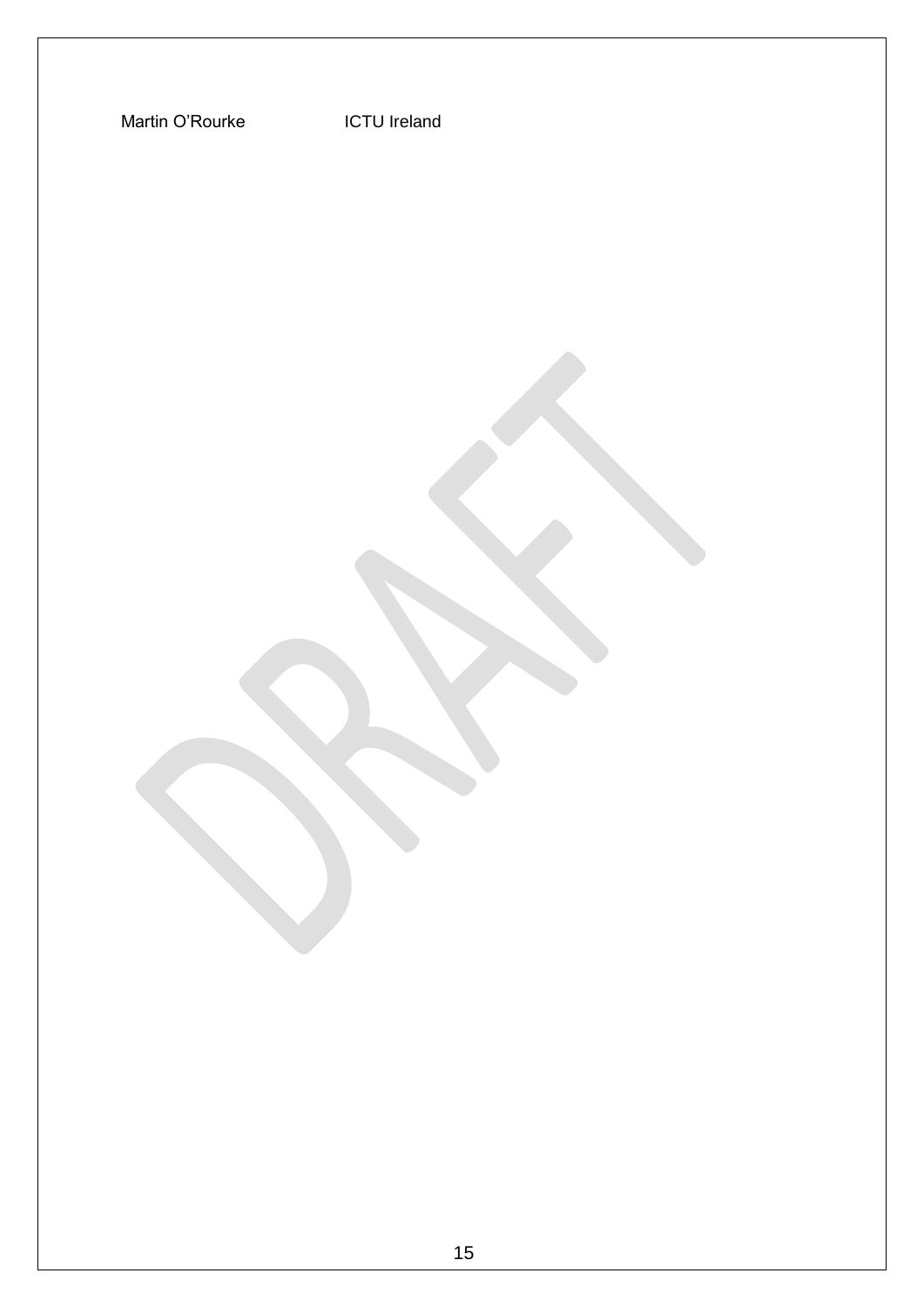| | |
|---|---|
| Martin O'Rourke | ICTU Ireland |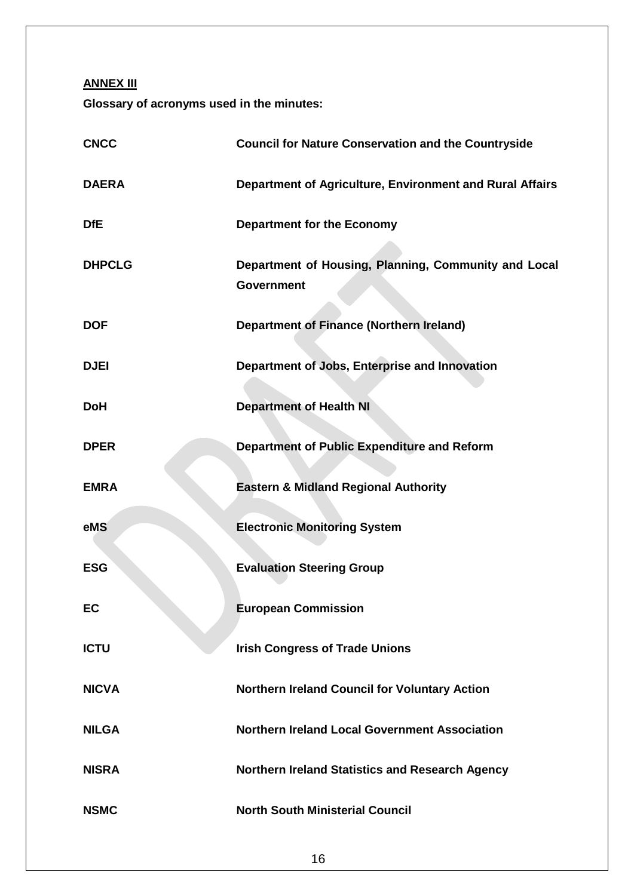**ANNEX III**

**Glossary of acronyms used in the minutes:**

| | |
|---|---|
| **CNCC** | **Council for Nature Conservation and the Countryside** |
| **DAERA** | **Department of Agriculture, Environment and Rural Affairs** |
| **DfE** | **Department for the Economy** |
| **DHPCLG** | **Department of Housing, Planning, Community and Local Government** |
| **DOF** | **Department of Finance (Northern Ireland)** |
| **DJEI** | **Department of Jobs, Enterprise and Innovation** |
| **DoH** | **Department of Health NI** |
| **DPER** | **Department of Public Expenditure and Reform** |
| **EMRA** | **Eastern & Midland Regional Authority** |
| **eMS** | **Electronic Monitoring System** |
| **ESG** | **Evaluation Steering Group** |
| **EC** | **European Commission** |
| **ICTU** | **Irish Congress of Trade Unions** |
| **NICVA** | **Northern Ireland Council for Voluntary Action** |
| **NILGA** | **Northern Ireland Local Government Association** |
| **NISRA** | **Northern Ireland Statistics and Research Agency** |
| **NSMC** | **North South Ministerial Council** |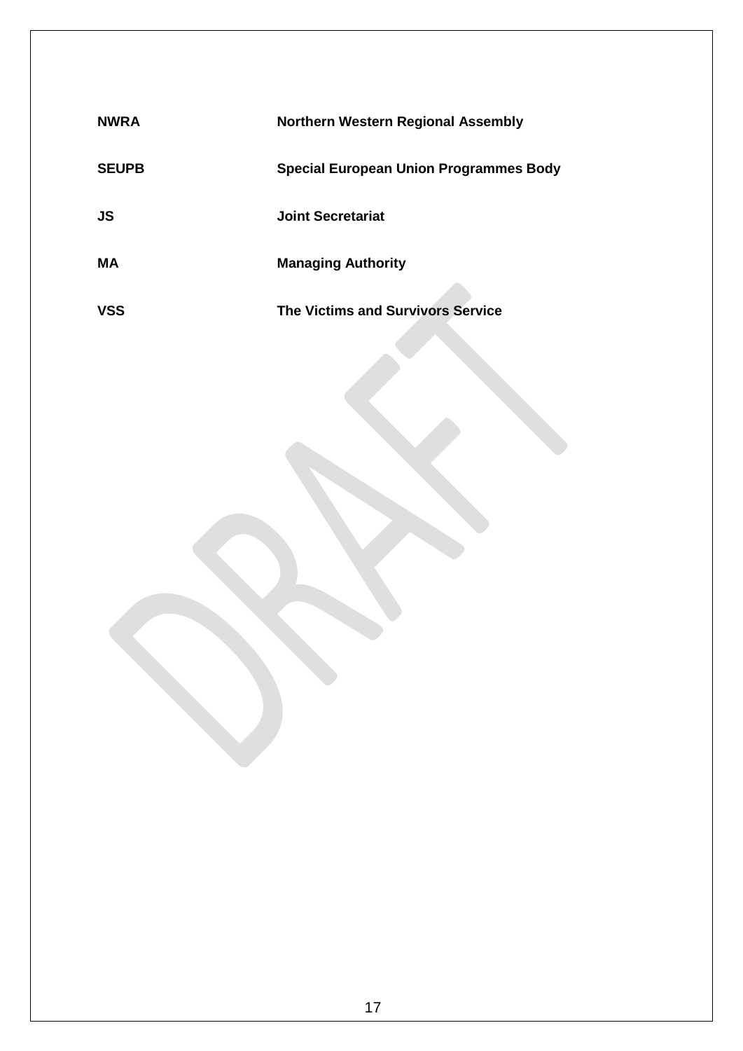| | |
|---|---|
| **NWRA** | **Northern Western Regional Assembly** |
| **SEUPB** | **Special European Union Programmes Body** |
| **JS** | **Joint Secretariat** |
| **MA** | **Managing Authority** |
| **VSS** | **The Victims and Survivors Service** |